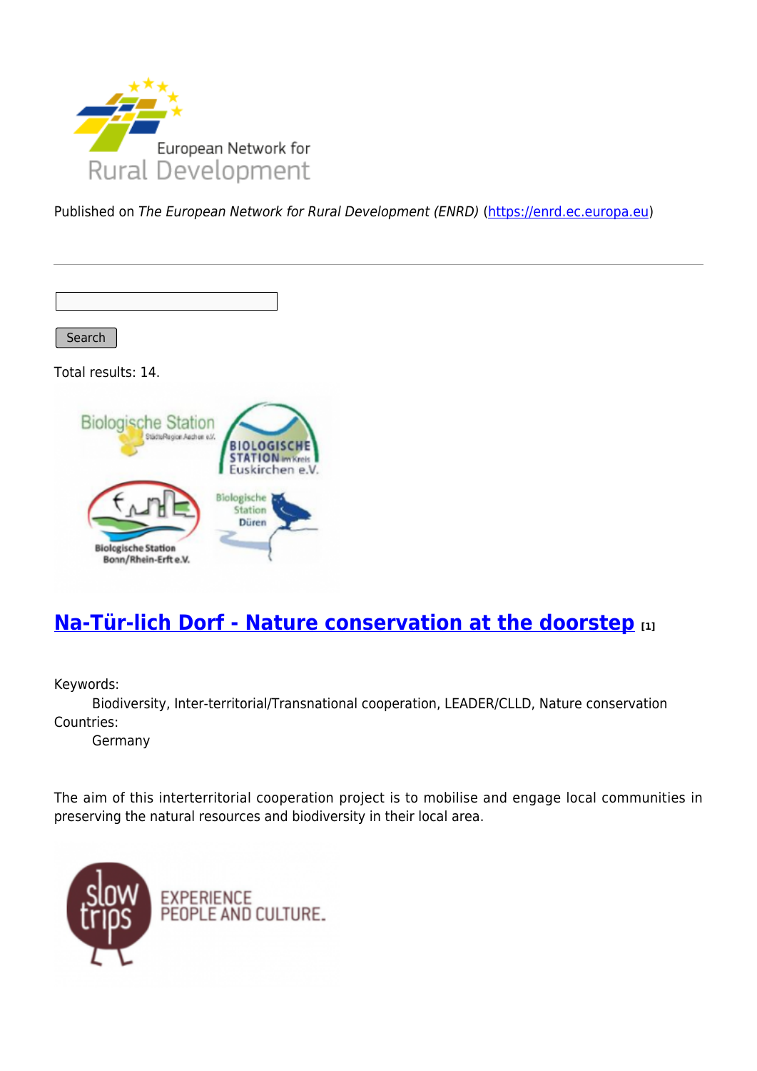Published on *The European Network for Rural Development (ENRD)* (https://enrd.ec.europa.eu)

Search

Total results: 14.

## Na-Tür-lich Dorf - Nature conservation at the doorstep [1]

Keywords:
Biodiversity, Inter-territorial/Transnational cooperation, LEADER/CLLD, Nature conservation

Countries:
Germany

The aim of this interterritorial cooperation project is to mobilise and engage local communities in preserving the natural resources and biodiversity in their local area.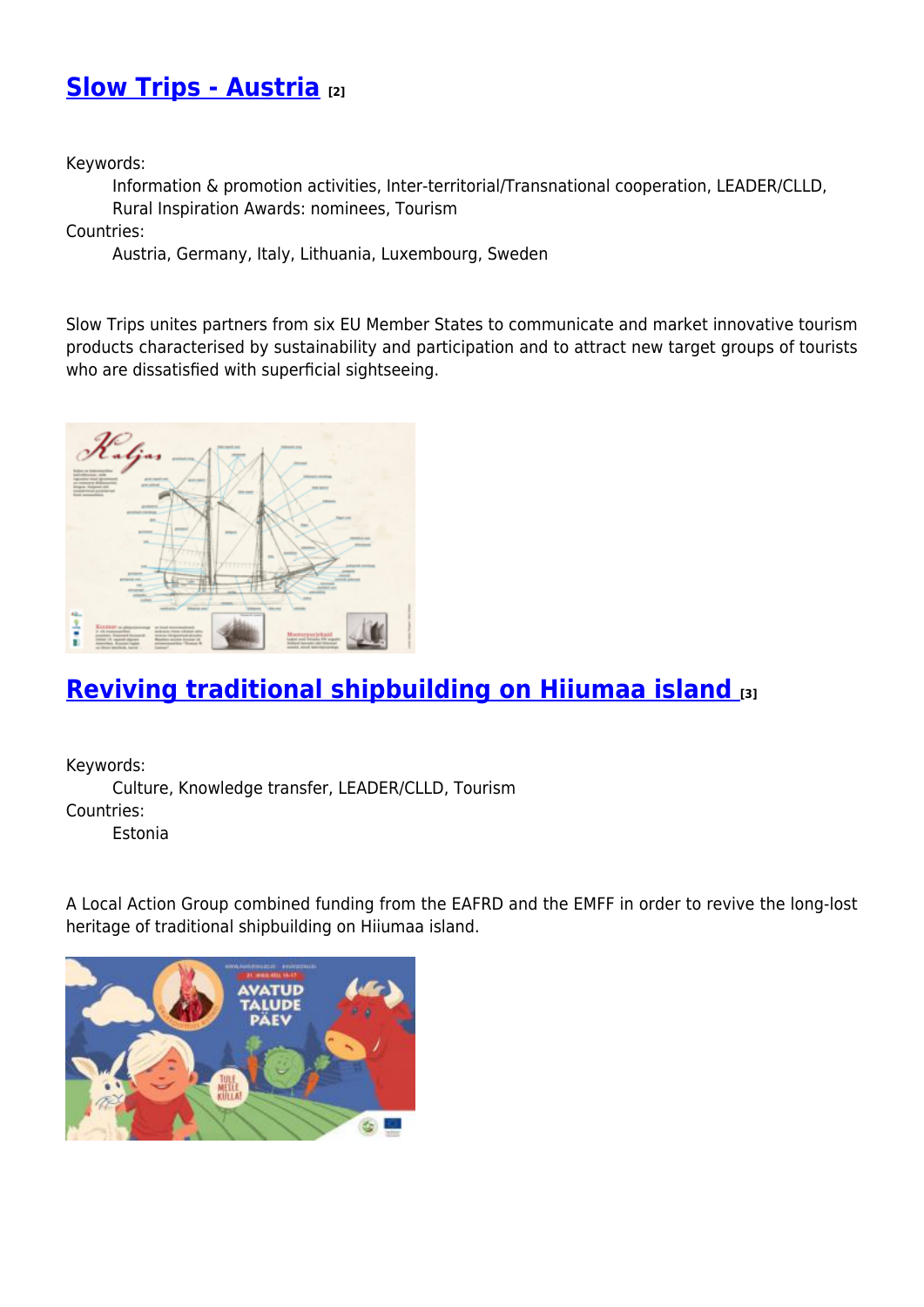## Slow Trips - Austria [2]

Keywords:

Information & promotion activities, Inter-territorial/Transnational cooperation, LEADER/CLLD, Rural Inspiration Awards: nominees, Tourism

Countries:

Austria, Germany, Italy, Lithuania, Luxembourg, Sweden

Slow Trips unites partners from six EU Member States to communicate and market innovative tourism products characterised by sustainability and participation and to attract new target groups of tourists who are dissatisfied with superficial sightseeing.

## Reviving traditional shipbuilding on Hiiumaa island [3]

Keywords:

Culture, Knowledge transfer, LEADER/CLLD, Tourism

Countries:

Estonia

A Local Action Group combined funding from the EAFRD and the EMFF in order to revive the long-lost heritage of traditional shipbuilding on Hiiumaa island.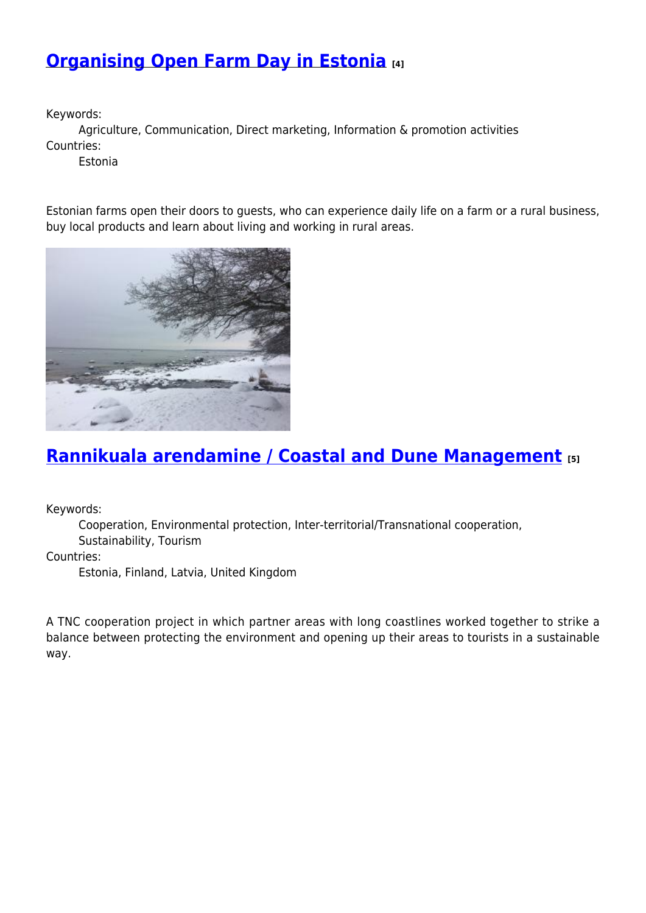## Organising Open Farm Day in Estonia [4]

Keywords:
 Agriculture, Communication, Direct marketing, Information & promotion activities
Countries:
 Estonia

Estonian farms open their doors to guests, who can experience daily life on a farm or a rural business, buy local products and learn about living and working in rural areas.

## Rannikuala arendamine / Coastal and Dune Management [5]

Keywords:
 Cooperation, Environmental protection, Inter-territorial/Transnational cooperation, Sustainability, Tourism
Countries:
 Estonia, Finland, Latvia, United Kingdom

A TNC cooperation project in which partner areas with long coastlines worked together to strike a balance between protecting the environment and opening up their areas to tourists in a sustainable way.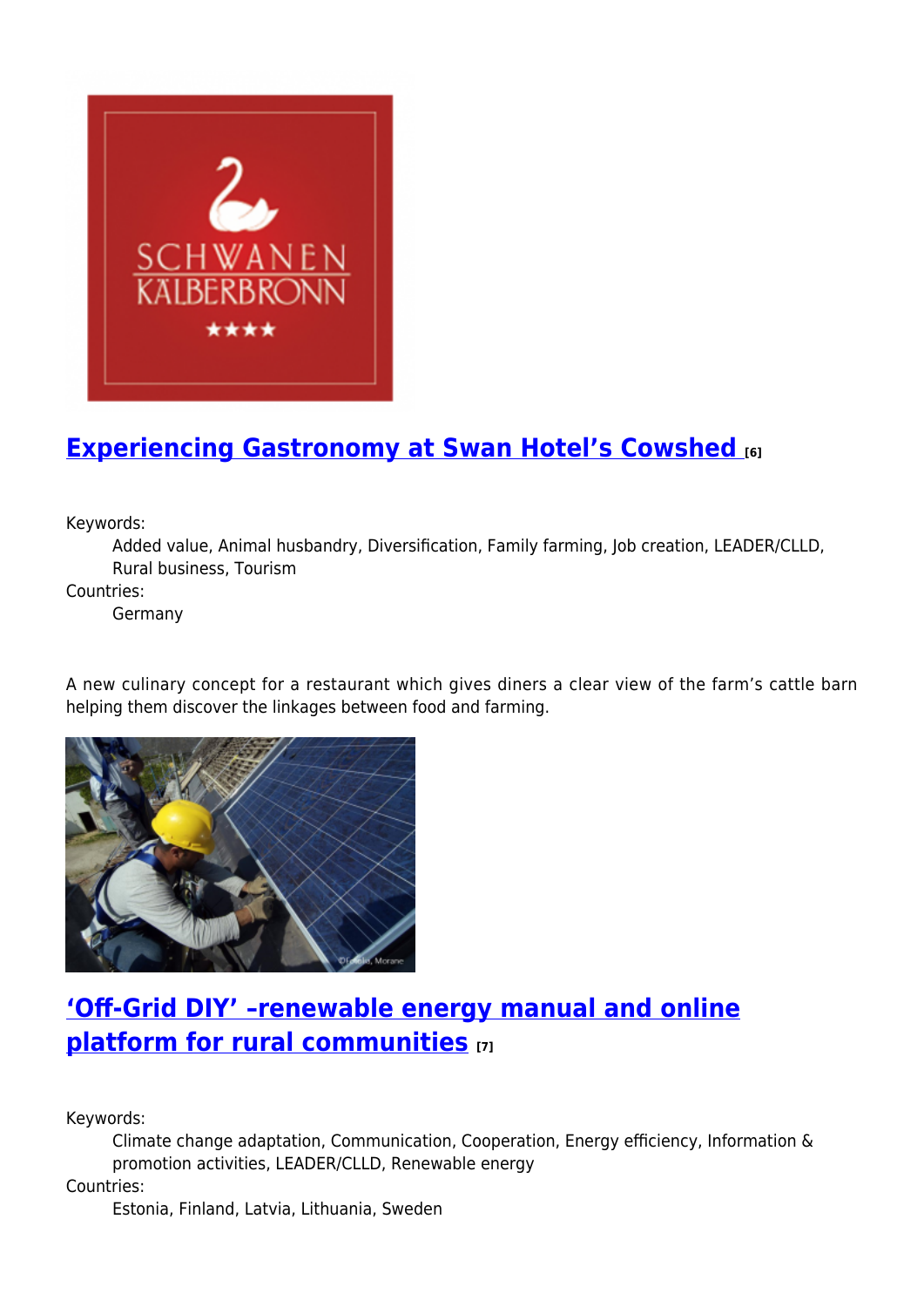## Experiencing Gastronomy at Swan Hotel's Cowshed [6]

Keywords:
Added value, Animal husbandry, Diversification, Family farming, Job creation, LEADER/CLLD, Rural business, Tourism

Countries:
Germany

A new culinary concept for a restaurant which gives diners a clear view of the farm's cattle barn helping them discover the linkages between food and farming.

## 'Off-Grid DIY' –renewable energy manual and online platform for rural communities [7]

Keywords:
Climate change adaptation, Communication, Cooperation, Energy efficiency, Information & promotion activities, LEADER/CLLD, Renewable energy

Countries:
Estonia, Finland, Latvia, Lithuania, Sweden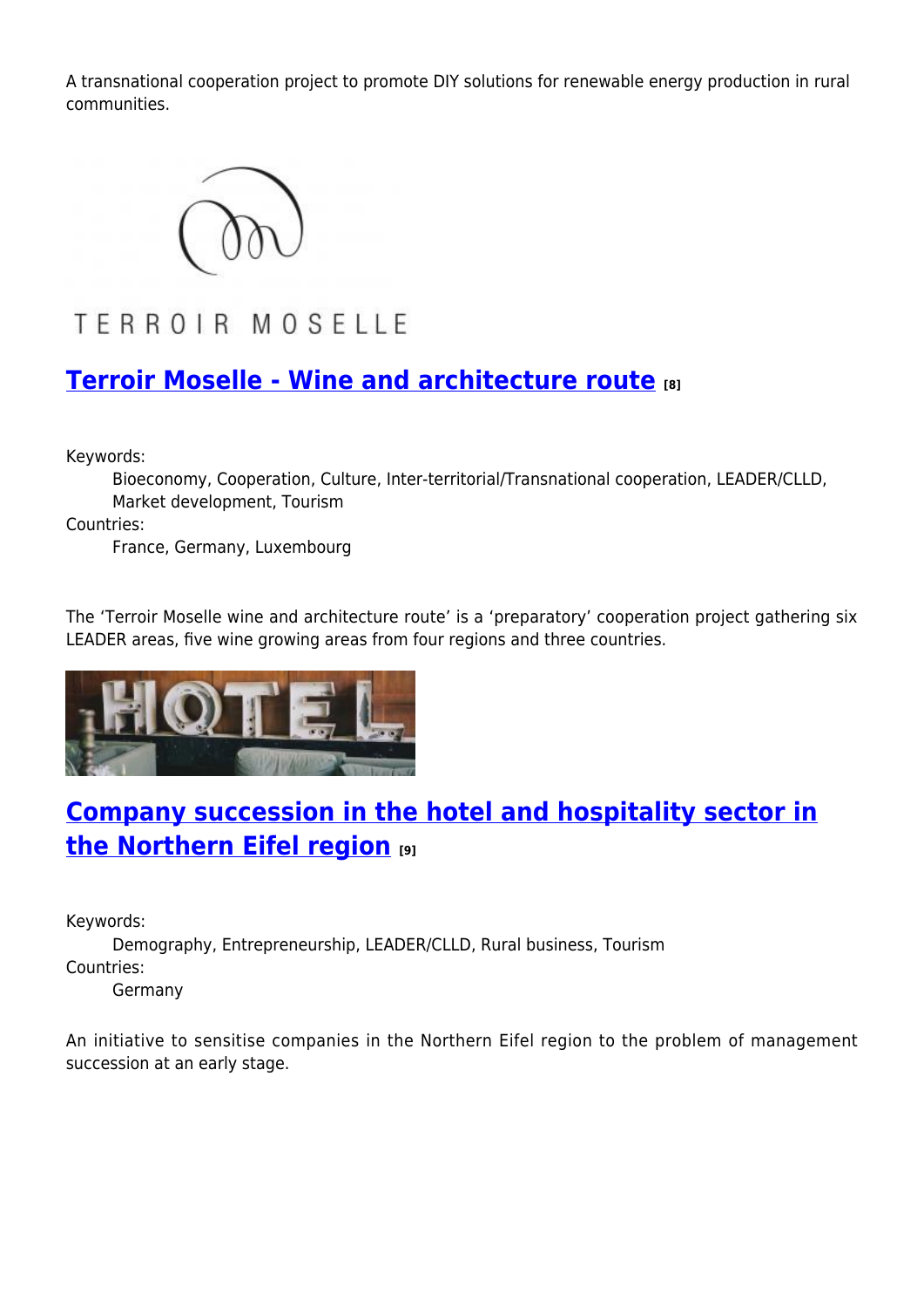A transnational cooperation project to promote DIY solutions for renewable energy production in rural communities.

## Terroir Moselle - Wine and architecture route [8]

Keywords:
    Bioeconomy, Cooperation, Culture, Inter-territorial/Transnational cooperation, LEADER/CLLD, Market development, Tourism

Countries:
    France, Germany, Luxembourg

The 'Terroir Moselle wine and architecture route' is a 'preparatory' cooperation project gathering six LEADER areas, five wine growing areas from four regions and three countries.

## Company succession in the hotel and hospitality sector in the Northern Eifel region [9]

Keywords:
    Demography, Entrepreneurship, LEADER/CLLD, Rural business, Tourism

Countries:
    Germany

An initiative to sensitise companies in the Northern Eifel region to the problem of management succession at an early stage.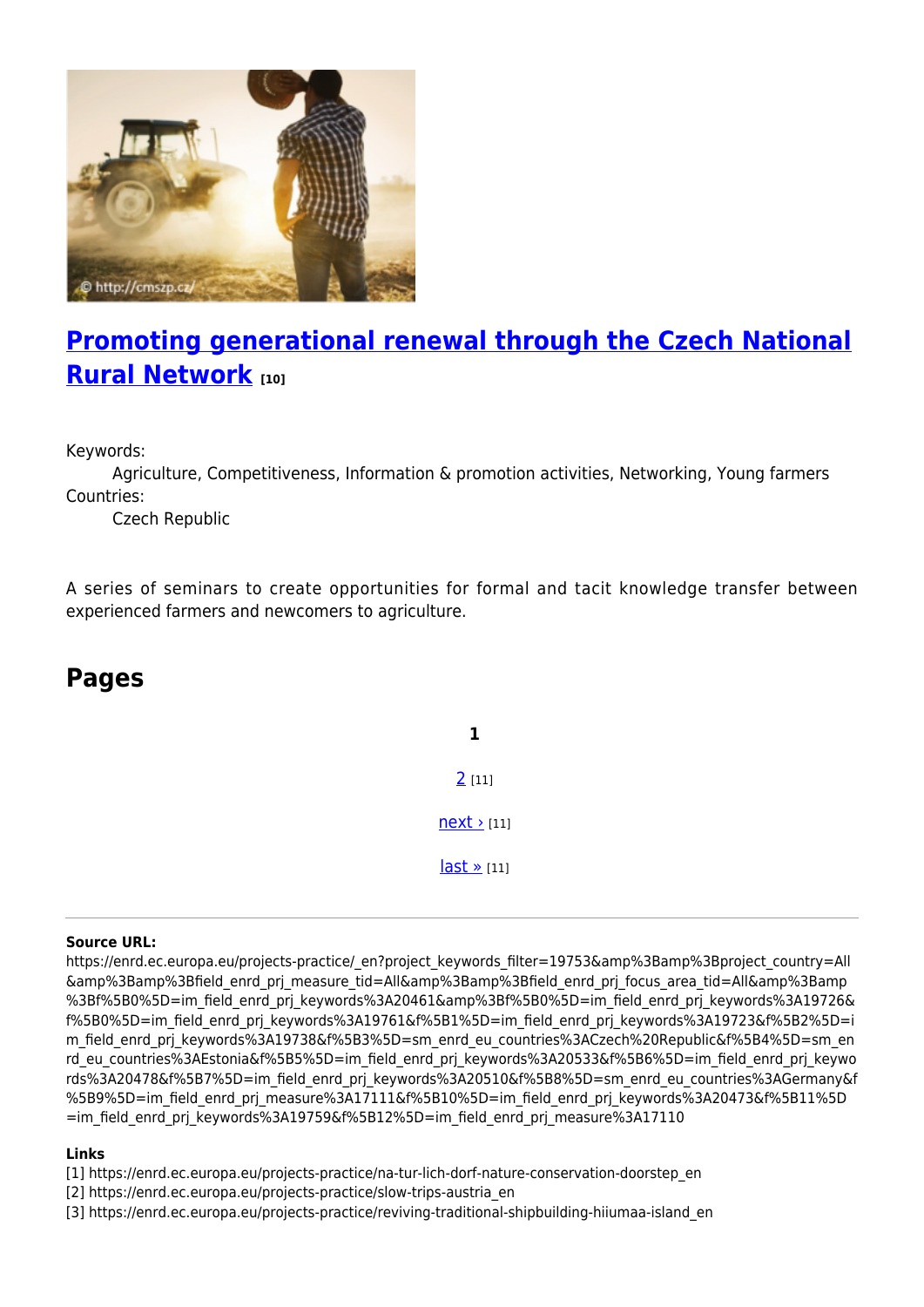## Promoting generational renewal through the Czech National Rural Network [10]

Keywords:
Agriculture, Competitiveness, Information & promotion activities, Networking, Young farmers

Countries:
Czech Republic

A series of seminars to create opportunities for formal and tacit knowledge transfer between experienced farmers and newcomers to agriculture.

## Pages

**1**

2 [11]

next › [11]

last » [11]

---

**Source URL:**
https://enrd.ec.europa.eu/projects-practice/_en?project_keywords_filter=19753&amp%3Bamp%3Bproject_country=All&amp%3Bamp%3Bfield_enrd_prj_measure_tid=All&amp%3Bamp%3Bfield_enrd_prj_focus_area_tid=All&amp%3Bamp%3Bf%5B0%5D=im_field_enrd_prj_keywords%3A20461&amp%3Bf%5B0%5D=im_field_enrd_prj_keywords%3A19726&f%5B0%5D=im_field_enrd_prj_keywords%3A19761&f%5B1%5D=im_field_enrd_prj_keywords%3A19723&f%5B2%5D=im_field_enrd_prj_keywords%3A19738&f%5B3%5D=sm_enrd_eu_countries%3ACzech%20Republic&f%5B4%5D=sm_enrd_eu_countries%3AEstonia&f%5B5%5D=im_field_enrd_prj_keywords%3A20533&f%5B6%5D=im_field_enrd_prj_keywords%3A20510&f%5B8%5D=sm_enrd_eu_countries%3AGermany&f%5B9%5D=im_field_enrd_prj_measure%3A17111&f%5B10%5D=im_field_enrd_prj_keywords%3A20473&f%5B11%5D=im_field_enrd_prj_keywords%3A19759&f%5B12%5D=im_field_enrd_prj_measure%3A17110

**Links**
[1] https://enrd.ec.europa.eu/projects-practice/na-tur-lich-dorf-nature-conservation-doorstep_en
[2] https://enrd.ec.europa.eu/projects-practice/slow-trips-austria_en
[3] https://enrd.ec.europa.eu/projects-practice/reviving-traditional-shipbuilding-hiiumaa-island_en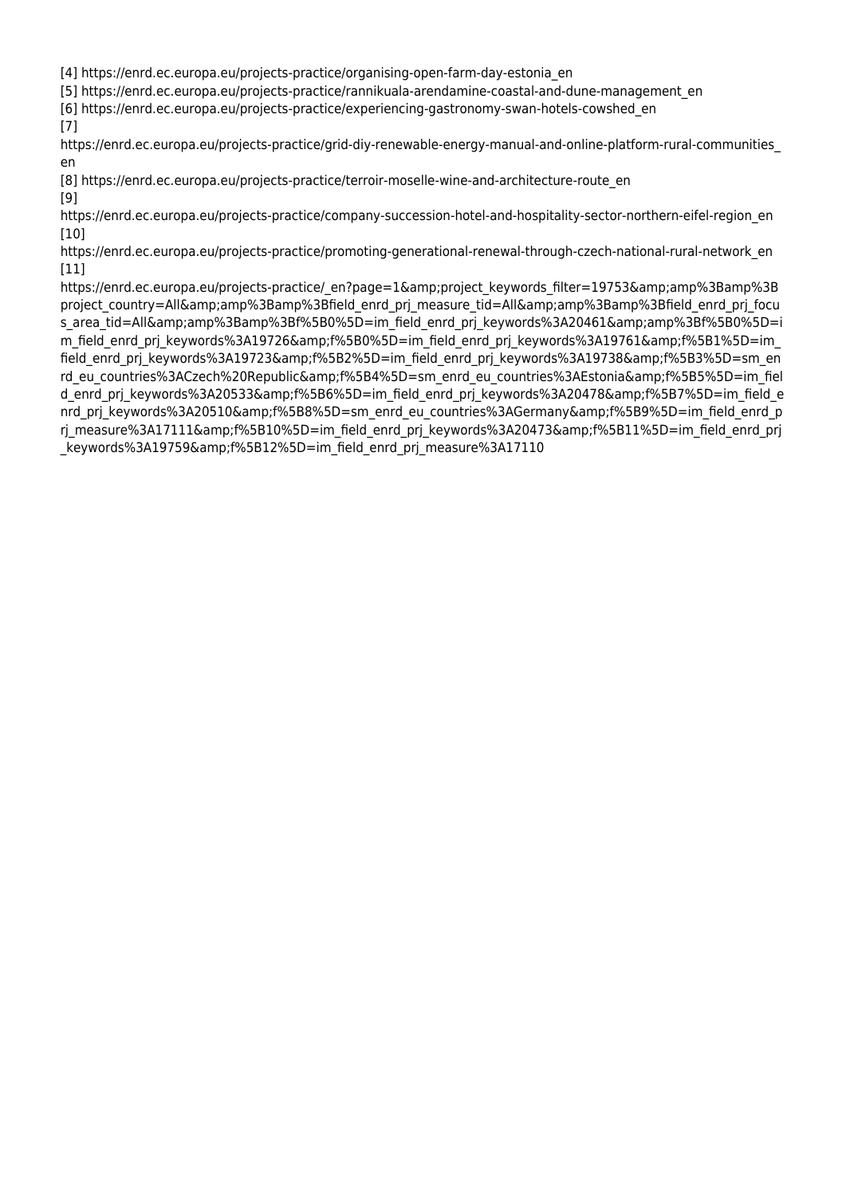[4] https://enrd.ec.europa.eu/projects-practice/organising-open-farm-day-estonia_en

[5] https://enrd.ec.europa.eu/projects-practice/rannikuala-arendamine-coastal-and-dune-management_en

[6] https://enrd.ec.europa.eu/projects-practice/experiencing-gastronomy-swan-hotels-cowshed_en

[7] https://enrd.ec.europa.eu/projects-practice/grid-diy-renewable-energy-manual-and-online-platform-rural-communities_en

[8] https://enrd.ec.europa.eu/projects-practice/terroir-moselle-wine-and-architecture-route_en

[9] https://enrd.ec.europa.eu/projects-practice/company-succession-hotel-and-hospitality-sector-northern-eifel-region_en

[10] https://enrd.ec.europa.eu/projects-practice/promoting-generational-renewal-through-czech-national-rural-network_en

[11] https://enrd.ec.europa.eu/projects-practice/_en?page=1&amp;project_keywords_filter=19753&amp;amp%3Bamp%3Bproject_country=All&amp;amp%3Bamp%3Bfield_enrd_prj_measure_tid=All&amp;amp%3Bamp%3Bfield_enrd_prj_focus_area_tid=All&amp;amp%3Bamp%3Bf%5B0%5D=im_field_enrd_prj_keywords%3A20461&amp;amp%3Bf%5B0%5D=im_field_enrd_prj_keywords%3A19726&amp;f%5B0%5D=im_field_enrd_prj_keywords%3A19761&amp;f%5B1%5D=im_field_enrd_prj_keywords%3A19723&amp;f%5B2%5D=im_field_enrd_prj_keywords%3A19738&amp;f%5B3%5D=sm_enrd_eu_countries%3ACzech%20Republic&amp;f%5B4%5D=sm_enrd_eu_countries%3AEstonia&amp;f%5B5%5D=im_field_enrd_prj_keywords%3A20533&amp;f%5B6%5D=im_field_enrd_prj_keywords%3A20478&amp;f%5B7%5D=im_field_enrd_prj_keywords%3A20510&amp;f%5B8%5D=sm_enrd_eu_countries%3AGermany&amp;f%5B9%5D=im_field_enrd_prj_measure%3A17111&amp;f%5B10%5D=im_field_enrd_prj_keywords%3A20473&amp;f%5B11%5D=im_field_enrd_prj_keywords%3A19759&amp;f%5B12%5D=im_field_enrd_prj_measure%3A17110